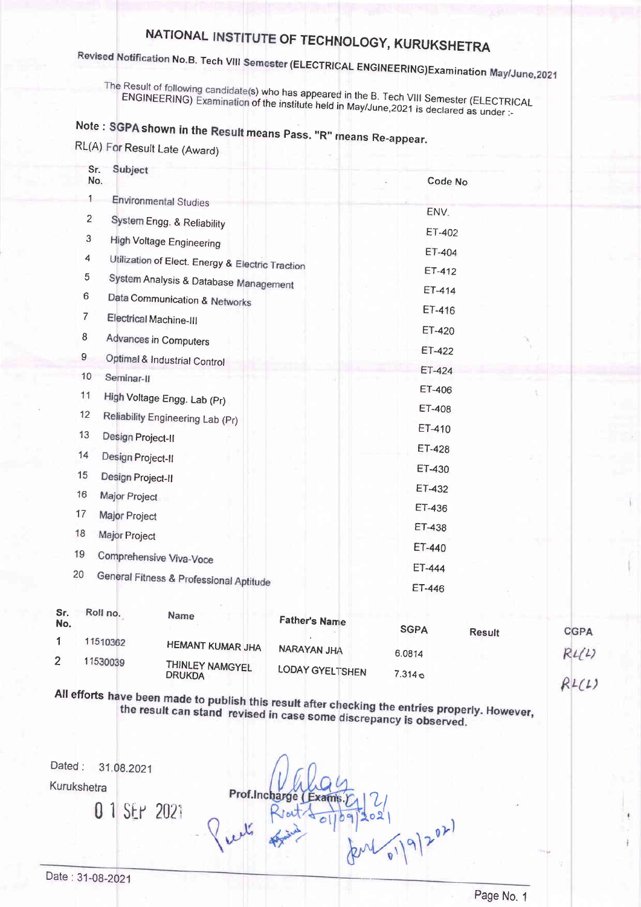# NATIONAL INSTITUTE OF TECHNOLOGY, KURUKSHETRA

## Revised Notification No.B. Tech VIII Semester (ELECTRICAL ENGINEERING)Examination May/June,2021

The Result of following candidate(s) who has appeared in the B. Tech VIII Semester (ELECTRICAL ENGINEERING) Examination of the institute held in May/June,2021 is declared as under :-

**Note : SGPA shown in the Result means Pass. "R" means Re-appear.**

RL(A) For Result Late (Award)

| Sr. No. | Subject | Code No |
|---|---|---|
| 1 | Environmental Studies | ENV. |
| 2 | System Engg. & Reliability | ET-402 |
| 3 | High Voltage Engineering | ET-404 |
| 4 | Utilization of Elect. Energy & Electric Traction | ET-412 |
| 5 | System Analysis & Database Management | ET-414 |
| 6 | Data Communication & Networks | ET-416 |
| 7 | Electrical Machine-III | ET-420 |
| 8 | Advances in Computers | ET-422 |
| 9 | Optimal & Industrial Control | ET-424 |
| 10 | Seminar-II | ET-406 |
| 11 | High Voltage Engg. Lab (Pr) | ET-408 |
| 12 | Reliability Engineering Lab (Pr) | ET-410 |
| 13 | Design Project-II | ET-428 |
| 14 | Design Project-II | ET-430 |
| 15 | Design Project-II | ET-432 |
| 16 | Major Project | ET-436 |
| 17 | Major Project | ET-438 |
| 18 | Major Project | ET-440 |
| 19 | Comprehensive Viva-Voce | ET-444 |
| 20 | General Fitness & Professional Aptitude | ET-446 |

| Sr. No. | Roll no. | Name | Father's Name | SGPA | Result | CGPA |
|---|---|---|---|---|---|---|
| 1 | 11510362 | HEMANT KUMAR JHA | NARAYAN JHA | 6.0814 | | RL(L) |
| 2 | 11530039 | THINLEY NAMGYEL DRUKDA | LODAY GYELTSHEN | 7.3140 | | RL(L) |

All efforts have been made to publish this result after checking the entries properly. However, the result can stand revised in case some discrepancy is observed.

Dated : 31.08.2021

Kurukshetra

01 SEP 2021

Prof.Incharge ( Exams.)

Date : 31-08-2021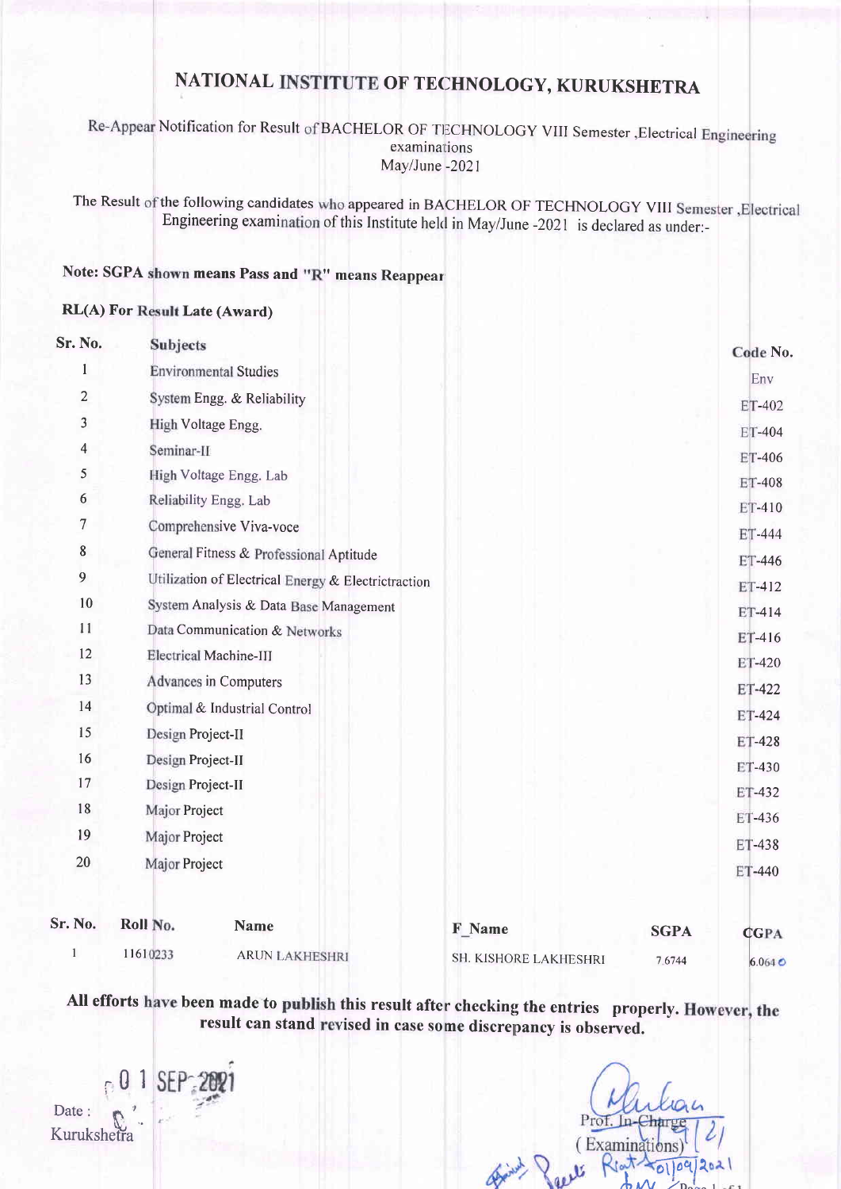# NATIONAL INSTITUTE OF TECHNOLOGY, KURUKSHETRA

Re-Appear Notification for Result of BACHELOR OF TECHNOLOGY VIII Semester ,Electrical Engineering examinations
May/June -2021

The Result of the following candidates who appeared in BACHELOR OF TECHNOLOGY VIII Semester ,Electrical Engineering examination of this Institute held in May/June -2021 is declared as under:-

**Note: SGPA shown means Pass and "R" means Reappear**

**RL(A) For Result Late (Award)**

| Sr. No. | Subjects | Code No. |
|---|---|---|
| 1 | Environmental Studies | Env |
| 2 | System Engg. & Reliability | ET-402 |
| 3 | High Voltage Engg. | ET-404 |
| 4 | Seminar-II | ET-406 |
| 5 | High Voltage Engg. Lab | ET-408 |
| 6 | Reliability Engg. Lab | ET-410 |
| 7 | Comprehensive Viva-voce | ET-444 |
| 8 | General Fitness & Professional Aptitude | ET-446 |
| 9 | Utilization of Electrical Energy & Electrictraction | ET-412 |
| 10 | System Analysis & Data Base Management | ET-414 |
| 11 | Data Communication & Networks | ET-416 |
| 12 | Electrical Machine-III | ET-420 |
| 13 | Advances in Computers | ET-422 |
| 14 | Optimal & Industrial Control | ET-424 |
| 15 | Design Project-II | ET-428 |
| 16 | Design Project-II | ET-430 |
| 17 | Design Project-II | ET-432 |
| 18 | Major Project | ET-436 |
| 19 | Major Project | ET-438 |
| 20 | Major Project | ET-440 |

| Sr. No. | Roll No. | Name | F_Name | SGPA | CGPA |
|---|---|---|---|---|---|
| 1 | 11610233 | ARUN LAKHESHRI | SH. KISHORE LAKHESHRI | 7.6744 | 6.0640 |

**All efforts have been made to publish this result after checking the entries properly. However, the result can stand revised in case some discrepancy is observed.**

Date : 01 SEP 2021
Kurukshetra

Prof. In-Charge
(Examinations)